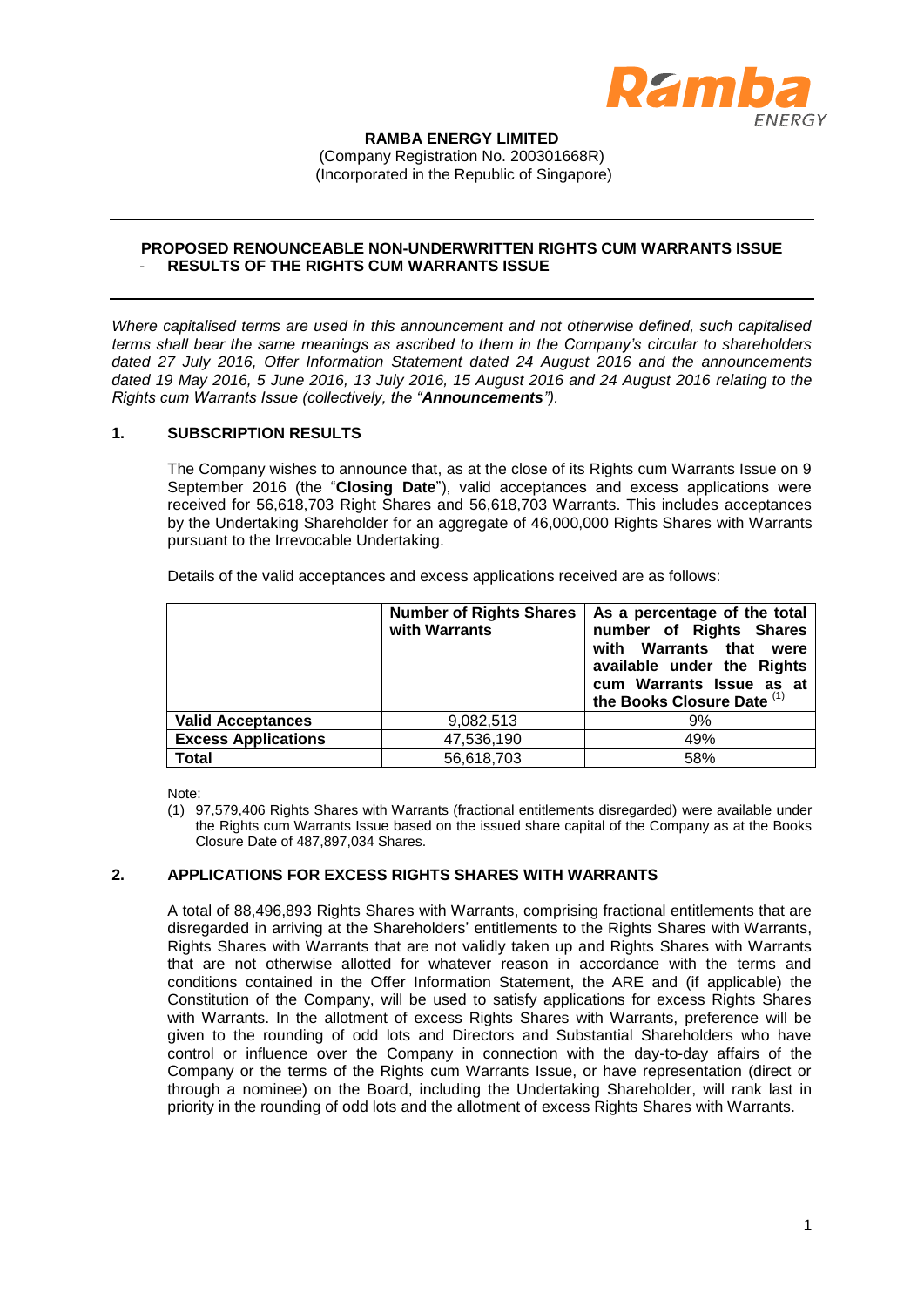**RAMBA ENERGY LIMITED**
(Company Registration No. 200301668R)
(Incorporated in the Republic of Singapore)

---

**PROPOSED RENOUNCEABLE NON-UNDERWRITTEN RIGHTS CUM WARRANTS ISSUE**
**- RESULTS OF THE RIGHTS CUM WARRANTS ISSUE**

---

*Where capitalised terms are used in this announcement and not otherwise defined, such capitalised terms shall bear the same meanings as ascribed to them in the Company's circular to shareholders dated 27 July 2016, Offer Information Statement dated 24 August 2016 and the announcements dated 19 May 2016, 5 June 2016, 13 July 2016, 15 August 2016 and 24 August 2016 relating to the Rights cum Warrants Issue (collectively, the "**Announcements**").*

## 1. SUBSCRIPTION RESULTS

The Company wishes to announce that, as at the close of its Rights cum Warrants Issue on 9 September 2016 (the "**Closing Date**"), valid acceptances and excess applications were received for 56,618,703 Right Shares and 56,618,703 Warrants. This includes acceptances by the Undertaking Shareholder for an aggregate of 46,000,000 Rights Shares with Warrants pursuant to the Irrevocable Undertaking.

Details of the valid acceptances and excess applications received are as follows:

| | **Number of Rights Shares with Warrants** | **As a percentage of the total number of Rights Shares with Warrants that were available under the Rights cum Warrants Issue as at the Books Closure Date** [(1)] |
|---|---|---|
| **Valid Acceptances** | 9,082,513 | 9% |
| **Excess Applications** | 47,536,190 | 49% |
| **Total** | 56,618,703 | 58% |

Note:
(1) 97,579,406 Rights Shares with Warrants (fractional entitlements disregarded) were available under the Rights cum Warrants Issue based on the issued share capital of the Company as at the Books Closure Date of 487,897,034 Shares.

## 2. APPLICATIONS FOR EXCESS RIGHTS SHARES WITH WARRANTS

A total of 88,496,893 Rights Shares with Warrants, comprising fractional entitlements that are disregarded in arriving at the Shareholders' entitlements to the Rights Shares with Warrants, Rights Shares with Warrants that are not validly taken up and Rights Shares with Warrants that are not otherwise allotted for whatever reason in accordance with the terms and conditions contained in the Offer Information Statement, the ARE and (if applicable) the Constitution of the Company, will be used to satisfy applications for excess Rights Shares with Warrants. In the allotment of excess Rights Shares with Warrants, preference will be given to the rounding of odd lots and Directors and Substantial Shareholders who have control or influence over the Company in connection with the day-to-day affairs of the Company or the terms of the Rights cum Warrants Issue, or have representation (direct or through a nominee) on the Board, including the Undertaking Shareholder, will rank last in priority in the rounding of odd lots and the allotment of excess Rights Shares with Warrants.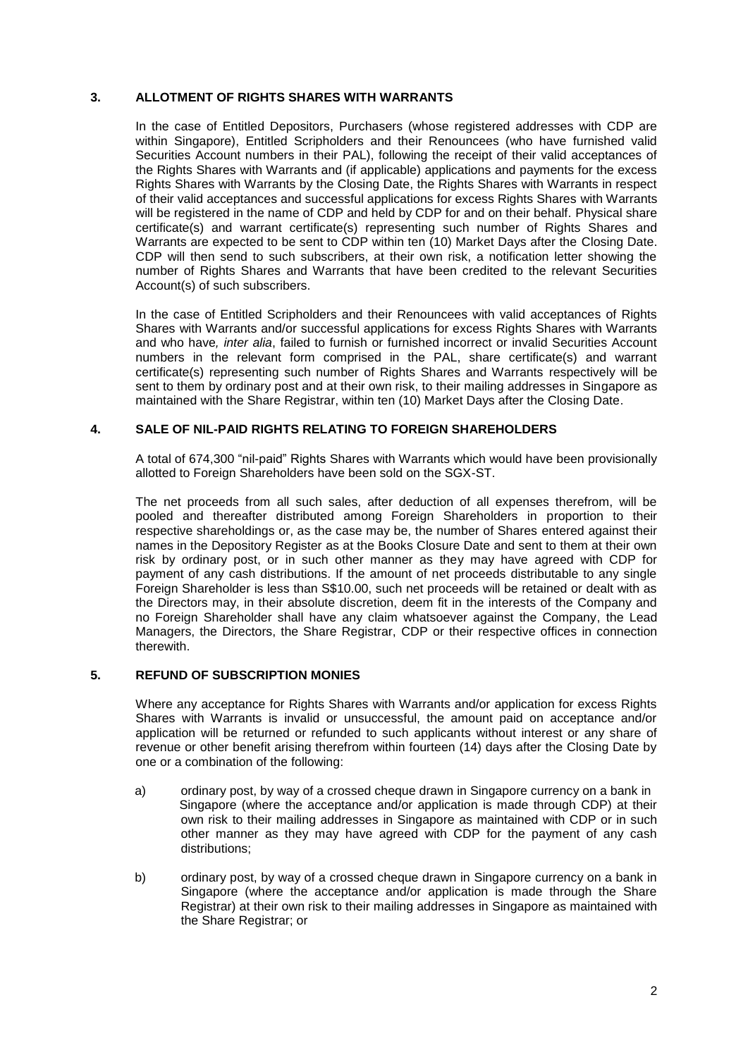## 3. ALLOTMENT OF RIGHTS SHARES WITH WARRANTS

In the case of Entitled Depositors, Purchasers (whose registered addresses with CDP are within Singapore), Entitled Scripholders and their Renouncees (who have furnished valid Securities Account numbers in their PAL), following the receipt of their valid acceptances of the Rights Shares with Warrants and (if applicable) applications and payments for the excess Rights Shares with Warrants by the Closing Date, the Rights Shares with Warrants in respect of their valid acceptances and successful applications for excess Rights Shares with Warrants will be registered in the name of CDP and held by CDP for and on their behalf. Physical share certificate(s) and warrant certificate(s) representing such number of Rights Shares and Warrants are expected to be sent to CDP within ten (10) Market Days after the Closing Date. CDP will then send to such subscribers, at their own risk, a notification letter showing the number of Rights Shares and Warrants that have been credited to the relevant Securities Account(s) of such subscribers.

In the case of Entitled Scripholders and their Renouncees with valid acceptances of Rights Shares with Warrants and/or successful applications for excess Rights Shares with Warrants and who have*, inter alia*, failed to furnish or furnished incorrect or invalid Securities Account numbers in the relevant form comprised in the PAL, share certificate(s) and warrant certificate(s) representing such number of Rights Shares and Warrants respectively will be sent to them by ordinary post and at their own risk, to their mailing addresses in Singapore as maintained with the Share Registrar, within ten (10) Market Days after the Closing Date.

## 4. SALE OF NIL-PAID RIGHTS RELATING TO FOREIGN SHAREHOLDERS

A total of 674,300 "nil-paid" Rights Shares with Warrants which would have been provisionally allotted to Foreign Shareholders have been sold on the SGX-ST.

The net proceeds from all such sales, after deduction of all expenses therefrom, will be pooled and thereafter distributed among Foreign Shareholders in proportion to their respective shareholdings or, as the case may be, the number of Shares entered against their names in the Depository Register as at the Books Closure Date and sent to them at their own risk by ordinary post, or in such other manner as they may have agreed with CDP for payment of any cash distributions. If the amount of net proceeds distributable to any single Foreign Shareholder is less than S$10.00, such net proceeds will be retained or dealt with as the Directors may, in their absolute discretion, deem fit in the interests of the Company and no Foreign Shareholder shall have any claim whatsoever against the Company, the Lead Managers, the Directors, the Share Registrar, CDP or their respective offices in connection therewith.

## 5. REFUND OF SUBSCRIPTION MONIES

Where any acceptance for Rights Shares with Warrants and/or application for excess Rights Shares with Warrants is invalid or unsuccessful, the amount paid on acceptance and/or application will be returned or refunded to such applicants without interest or any share of revenue or other benefit arising therefrom within fourteen (14) days after the Closing Date by one or a combination of the following:

a) ordinary post, by way of a crossed cheque drawn in Singapore currency on a bank in Singapore (where the acceptance and/or application is made through CDP) at their own risk to their mailing addresses in Singapore as maintained with CDP or in such other manner as they may have agreed with CDP for the payment of any cash distributions;

b) ordinary post, by way of a crossed cheque drawn in Singapore currency on a bank in Singapore (where the acceptance and/or application is made through the Share Registrar) at their own risk to their mailing addresses in Singapore as maintained with the Share Registrar; or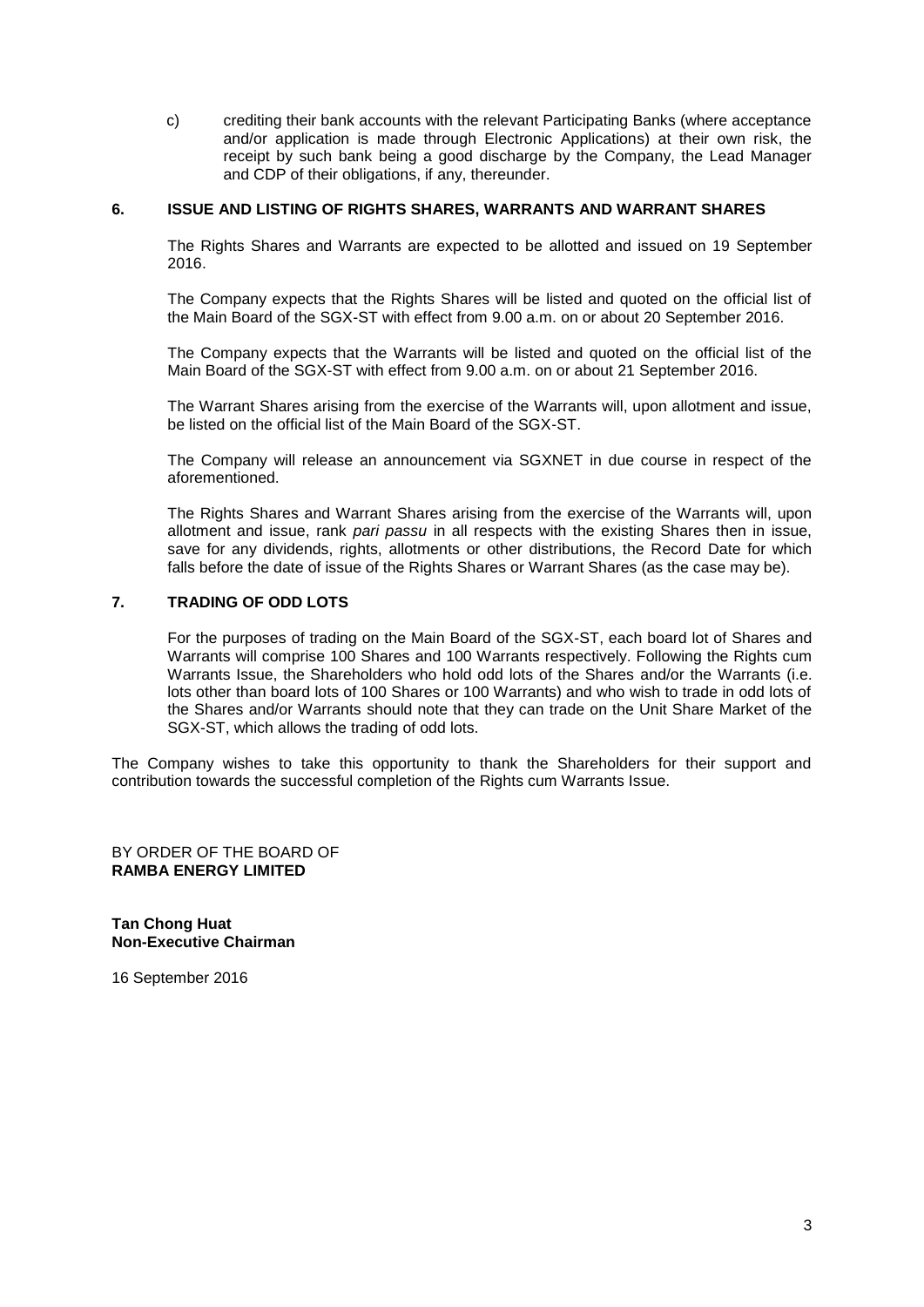c) crediting their bank accounts with the relevant Participating Banks (where acceptance and/or application is made through Electronic Applications) at their own risk, the receipt by such bank being a good discharge by the Company, the Lead Manager and CDP of their obligations, if any, thereunder.

## 6. ISSUE AND LISTING OF RIGHTS SHARES, WARRANTS AND WARRANT SHARES

The Rights Shares and Warrants are expected to be allotted and issued on 19 September 2016.

The Company expects that the Rights Shares will be listed and quoted on the official list of the Main Board of the SGX-ST with effect from 9.00 a.m. on or about 20 September 2016.

The Company expects that the Warrants will be listed and quoted on the official list of the Main Board of the SGX-ST with effect from 9.00 a.m. on or about 21 September 2016.

The Warrant Shares arising from the exercise of the Warrants will, upon allotment and issue, be listed on the official list of the Main Board of the SGX-ST.

The Company will release an announcement via SGXNET in due course in respect of the aforementioned.

The Rights Shares and Warrant Shares arising from the exercise of the Warrants will, upon allotment and issue, rank *pari passu* in all respects with the existing Shares then in issue, save for any dividends, rights, allotments or other distributions, the Record Date for which falls before the date of issue of the Rights Shares or Warrant Shares (as the case may be).

## 7. TRADING OF ODD LOTS

For the purposes of trading on the Main Board of the SGX-ST, each board lot of Shares and Warrants will comprise 100 Shares and 100 Warrants respectively. Following the Rights cum Warrants Issue, the Shareholders who hold odd lots of the Shares and/or the Warrants (i.e. lots other than board lots of 100 Shares or 100 Warrants) and who wish to trade in odd lots of the Shares and/or Warrants should note that they can trade on the Unit Share Market of the SGX-ST, which allows the trading of odd lots.

The Company wishes to take this opportunity to thank the Shareholders for their support and contribution towards the successful completion of the Rights cum Warrants Issue.

BY ORDER OF THE BOARD OF
**RAMBA ENERGY LIMITED**

**Tan Chong Huat**
**Non-Executive Chairman**

16 September 2016